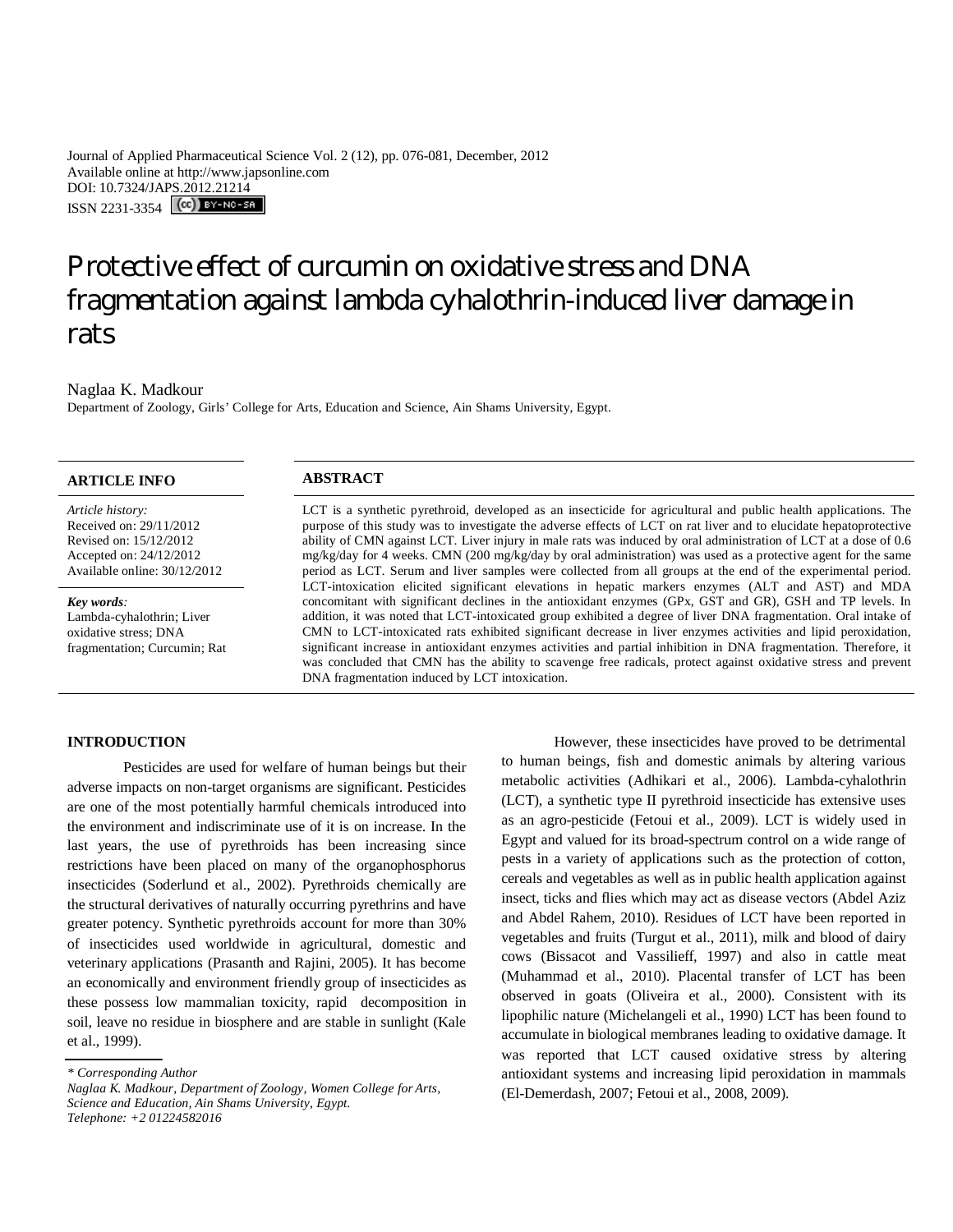Journal of Applied Pharmaceutical Science Vol. 2 (12), pp. 076-081, December, 2012
Available online at http://www.japsonline.com
DOI: 10.7324/JAPS.2012.21214
ISSN 2231-3354

# Protective effect of curcumin on oxidative stress and DNA fragmentation against lambda cyhalothrin-induced liver damage in rats

Naglaa K. Madkour

Department of Zoology, Girls' College for Arts, Education and Science, Ain Shams University, Egypt.

## ARTICLE INFO

*Article history:*
Received on: 29/11/2012
Revised on: 15/12/2012
Accepted on: 24/12/2012
Available online: 30/12/2012

***Key words**:*
Lambda-cyhalothrin; Liver oxidative stress; DNA fragmentation; Curcumin; Rat

## ABSTRACT

LCT is a synthetic pyrethroid, developed as an insecticide for agricultural and public health applications. The purpose of this study was to investigate the adverse effects of LCT on rat liver and to elucidate hepatoprotective ability of CMN against LCT. Liver injury in male rats was induced by oral administration of LCT at a dose of 0.6 mg/kg/day for 4 weeks. CMN (200 mg/kg/day by oral administration) was used as a protective agent for the same period as LCT. Serum and liver samples were collected from all groups at the end of the experimental period. LCT-intoxication elicited significant elevations in hepatic markers enzymes (ALT and AST) and MDA concomitant with significant declines in the antioxidant enzymes (GPx, GST and GR), GSH and TP levels. In addition, it was noted that LCT-intoxicated group exhibited a degree of liver DNA fragmentation. Oral intake of CMN to LCT-intoxicated rats exhibited significant decrease in liver enzymes activities and lipid peroxidation, significant increase in antioxidant enzymes activities and partial inhibition in DNA fragmentation. Therefore, it was concluded that CMN has the ability to scavenge free radicals, protect against oxidative stress and prevent DNA fragmentation induced by LCT intoxication.

## INTRODUCTION

Pesticides are used for welfare of human beings but their adverse impacts on non-target organisms are significant. Pesticides are one of the most potentially harmful chemicals introduced into the environment and indiscriminate use of it is on increase. In the last years, the use of pyrethroids has been increasing since restrictions have been placed on many of the organophosphorus insecticides (Soderlund et al., 2002). Pyrethroids chemically are the structural derivatives of naturally occurring pyrethrins and have greater potency. Synthetic pyrethroids account for more than 30% of insecticides used worldwide in agricultural, domestic and veterinary applications (Prasanth and Rajini, 2005). It has become an economically and environment friendly group of insecticides as these possess low mammalian toxicity, rapid decomposition in soil, leave no residue in biosphere and are stable in sunlight (Kale et al., 1999).

However, these insecticides have proved to be detrimental to human beings, fish and domestic animals by altering various metabolic activities (Adhikari et al., 2006). Lambda-cyhalothrin (LCT), a synthetic type II pyrethroid insecticide has extensive uses as an agro-pesticide (Fetoui et al., 2009). LCT is widely used in Egypt and valued for its broad-spectrum control on a wide range of pests in a variety of applications such as the protection of cotton, cereals and vegetables as well as in public health application against insect, ticks and flies which may act as disease vectors (Abdel Aziz and Abdel Rahem, 2010). Residues of LCT have been reported in vegetables and fruits (Turgut et al., 2011), milk and blood of dairy cows (Bissacot and Vassilieff, 1997) and also in cattle meat (Muhammad et al., 2010). Placental transfer of LCT has been observed in goats (Oliveira et al., 2000). Consistent with its lipophilic nature (Michelangeli et al., 1990) LCT has been found to accumulate in biological membranes leading to oxidative damage. It was reported that LCT caused oxidative stress by altering antioxidant systems and increasing lipid peroxidation in mammals (El-Demerdash, 2007; Fetoui et al., 2008, 2009).

*\* Corresponding Author*
*Naglaa K. Madkour, Department of Zoology, Women College for Arts, Science and Education, Ain Shams University, Egypt.*
*Telephone: +2 01224582016*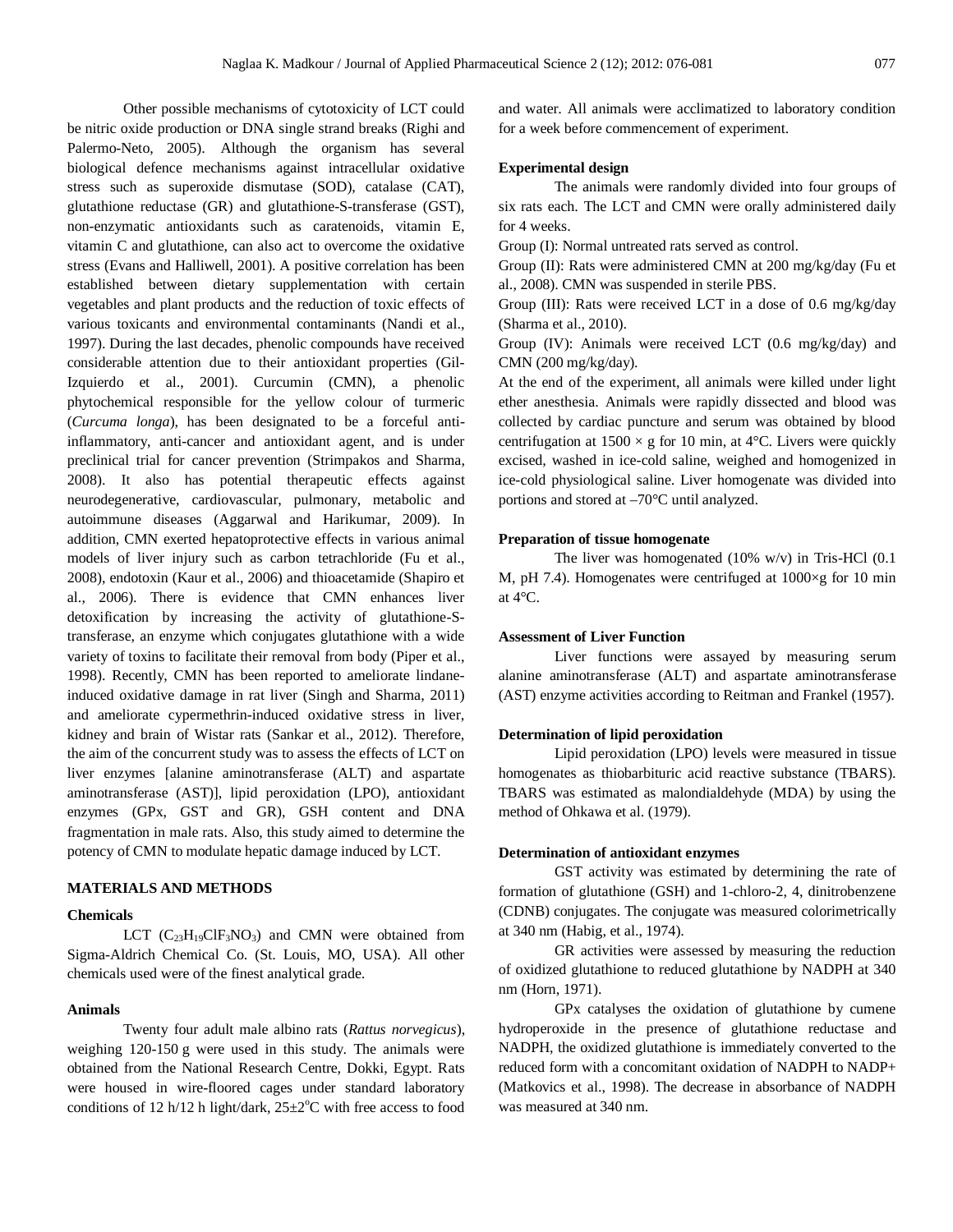Other possible mechanisms of cytotoxicity of LCT could be nitric oxide production or DNA single strand breaks (Righi and Palermo-Neto, 2005). Although the organism has several biological defence mechanisms against intracellular oxidative stress such as superoxide dismutase (SOD), catalase (CAT), glutathione reductase (GR) and glutathione-S-transferase (GST), non-enzymatic antioxidants such as caratenoids, vitamin E, vitamin C and glutathione, can also act to overcome the oxidative stress (Evans and Halliwell, 2001). A positive correlation has been established between dietary supplementation with certain vegetables and plant products and the reduction of toxic effects of various toxicants and environmental contaminants (Nandi et al., 1997). During the last decades, phenolic compounds have received considerable attention due to their antioxidant properties (Gil-Izquierdo et al., 2001). Curcumin (CMN), a phenolic phytochemical responsible for the yellow colour of turmeric (*Curcuma longa*), has been designated to be a forceful anti-inflammatory, anti-cancer and antioxidant agent, and is under preclinical trial for cancer prevention (Strimpakos and Sharma, 2008). It also has potential therapeutic effects against neurodegenerative, cardiovascular, pulmonary, metabolic and autoimmune diseases (Aggarwal and Harikumar, 2009). In addition, CMN exerted hepatoprotective effects in various animal models of liver injury such as carbon tetrachloride (Fu et al., 2008), endotoxin (Kaur et al., 2006) and thioacetamide (Shapiro et al., 2006). There is evidence that CMN enhances liver detoxification by increasing the activity of glutathione-S-transferase, an enzyme which conjugates glutathione with a wide variety of toxins to facilitate their removal from body (Piper et al., 1998). Recently, CMN has been reported to ameliorate lindane-induced oxidative damage in rat liver (Singh and Sharma, 2011) and ameliorate cypermethrin-induced oxidative stress in liver, kidney and brain of Wistar rats (Sankar et al., 2012). Therefore, the aim of the concurrent study was to assess the effects of LCT on liver enzymes [alanine aminotransferase (ALT) and aspartate aminotransferase (AST)], lipid peroxidation (LPO), antioxidant enzymes (GPx, GST and GR), GSH content and DNA fragmentation in male rats. Also, this study aimed to determine the potency of CMN to modulate hepatic damage induced by LCT.

## MATERIALS AND METHODS

### Chemicals

LCT ($C_{23}H_{19}ClF_3NO_3$) and CMN were obtained from Sigma-Aldrich Chemical Co. (St. Louis, MO, USA). All other chemicals used were of the finest analytical grade.

### Animals

Twenty four adult male albino rats (*Rattus norvegicus*), weighing 120-150 g were used in this study. The animals were obtained from the National Research Centre, Dokki, Egypt. Rats were housed in wire-floored cages under standard laboratory conditions of 12 h/12 h light/dark, 25±2°C with free access to food and water. All animals were acclimatized to laboratory condition for a week before commencement of experiment.

### Experimental design

The animals were randomly divided into four groups of six rats each. The LCT and CMN were orally administered daily for 4 weeks.

Group (I): Normal untreated rats served as control.

Group (II): Rats were administered CMN at 200 mg/kg/day (Fu et al., 2008). CMN was suspended in sterile PBS.

Group (III): Rats were received LCT in a dose of 0.6 mg/kg/day (Sharma et al., 2010).

Group (IV): Animals were received LCT (0.6 mg/kg/day) and CMN (200 mg/kg/day).

At the end of the experiment, all animals were killed under light ether anesthesia. Animals were rapidly dissected and blood was collected by cardiac puncture and serum was obtained by blood centrifugation at 1500 × g for 10 min, at 4°C. Livers were quickly excised, washed in ice-cold saline, weighed and homogenized in ice-cold physiological saline. Liver homogenate was divided into portions and stored at –70°C until analyzed.

### Preparation of tissue homogenate

The liver was homogenated (10% w/v) in Tris-HCl (0.1 M, pH 7.4). Homogenates were centrifuged at 1000×g for 10 min at 4°C.

### Assessment of Liver Function

Liver functions were assayed by measuring serum alanine aminotransferase (ALT) and aspartate aminotransferase (AST) enzyme activities according to Reitman and Frankel (1957).

### Determination of lipid peroxidation

Lipid peroxidation (LPO) levels were measured in tissue homogenates as thiobarbituric acid reactive substance (TBARS). TBARS was estimated as malondialdehyde (MDA) by using the method of Ohkawa et al. (1979).

### Determination of antioxidant enzymes

GST activity was estimated by determining the rate of formation of glutathione (GSH) and 1-chloro-2, 4, dinitrobenzene (CDNB) conjugates. The conjugate was measured colorimetrically at 340 nm (Habig, et al., 1974).

GR activities were assessed by measuring the reduction of oxidized glutathione to reduced glutathione by NADPH at 340 nm (Horn, 1971).

GPx catalyses the oxidation of glutathione by cumene hydroperoxide in the presence of glutathione reductase and NADPH, the oxidized glutathione is immediately converted to the reduced form with a concomitant oxidation of NADPH to NADP+ (Matkovics et al., 1998). The decrease in absorbance of NADPH was measured at 340 nm.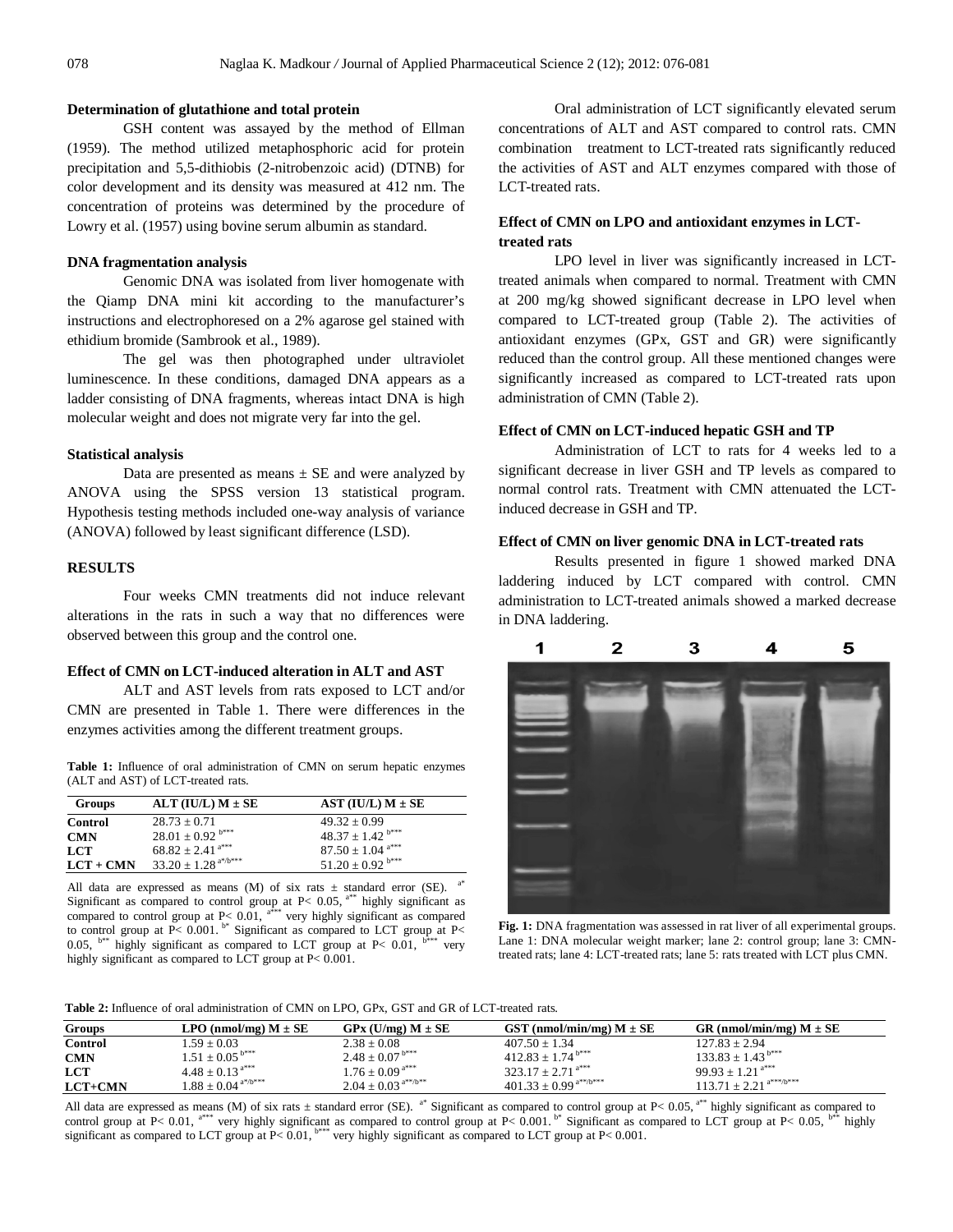### Determination of glutathione and total protein

GSH content was assayed by the method of Ellman (1959). The method utilized metaphosphoric acid for protein precipitation and 5,5-dithiobis (2-nitrobenzoic acid) (DTNB) for color development and its density was measured at 412 nm. The concentration of proteins was determined by the procedure of Lowry et al. (1957) using bovine serum albumin as standard.

### DNA fragmentation analysis

Genomic DNA was isolated from liver homogenate with the Qiamp DNA mini kit according to the manufacturer's instructions and electrophoresed on a 2% agarose gel stained with ethidium bromide (Sambrook et al., 1989).

The gel was then photographed under ultraviolet luminescence. In these conditions, damaged DNA appears as a ladder consisting of DNA fragments, whereas intact DNA is high molecular weight and does not migrate very far into the gel.

### Statistical analysis

Data are presented as means ± SE and were analyzed by ANOVA using the SPSS version 13 statistical program. Hypothesis testing methods included one-way analysis of variance (ANOVA) followed by least significant difference (LSD).

## RESULTS

Four weeks CMN treatments did not induce relevant alterations in the rats in such a way that no differences were observed between this group and the control one.

### Effect of CMN on LCT-induced alteration in ALT and AST

ALT and AST levels from rats exposed to LCT and/or CMN are presented in Table 1. There were differences in the enzymes activities among the different treatment groups.

**Table 1:** Influence of oral administration of CMN on serum hepatic enzymes (ALT and AST) of LCT-treated rats.

| Groups | ALT (IU/L) M ± SE | AST (IU/L) M ± SE |
|---|---|---|
| **Control** | 28.73 ± 0.71 | 49.32 ± 0.99 |
| **CMN** | 28.01 ± 0.92 [b***] | 48.37 ± 1.42 [b***] |
| **LCT** | 68.82 ± 2.41 [a***] | 87.50 ± 1.04 [a***] |
| **LCT + CMN** | 33.20 ± 1.28 [a*/b***] | 51.20 ± 0.92 [b***] |

All data are expressed as means (M) of six rats ± standard error (SE). [a*] Significant as compared to control group at P< 0.05, [a**] highly significant as compared to control group at P< 0.01, [a***] very highly significant as compared to control group at P< 0.001. [b*] Significant as compared to LCT group at P< 0.05, [b**] highly significant as compared to LCT group at P< 0.01, [b***] very highly significant as compared to LCT group at P< 0.001.

Oral administration of LCT significantly elevated serum concentrations of ALT and AST compared to control rats. CMN combination treatment to LCT-treated rats significantly reduced the activities of AST and ALT enzymes compared with those of LCT-treated rats.

### Effect of CMN on LPO and antioxidant enzymes in LCT-treated rats

LPO level in liver was significantly increased in LCT-treated animals when compared to normal. Treatment with CMN at 200 mg/kg showed significant decrease in LPO level when compared to LCT-treated group (Table 2). The activities of antioxidant enzymes (GPx, GST and GR) were significantly reduced than the control group. All these mentioned changes were significantly increased as compared to LCT-treated rats upon administration of CMN (Table 2).

### Effect of CMN on LCT-induced hepatic GSH and TP

Administration of LCT to rats for 4 weeks led to a significant decrease in liver GSH and TP levels as compared to normal control rats. Treatment with CMN attenuated the LCT-induced decrease in GSH and TP.

### Effect of CMN on liver genomic DNA in LCT-treated rats

Results presented in figure 1 showed marked DNA laddering induced by LCT compared with control. CMN administration to LCT-treated animals showed a marked decrease in DNA laddering.

**Fig. 1:** DNA fragmentation was assessed in rat liver of all experimental groups. Lane 1: DNA molecular weight marker; lane 2: control group; lane 3: CMN-treated rats; lane 4: LCT-treated rats; lane 5: rats treated with LCT plus CMN.

**Table 2:** Influence of oral administration of CMN on LPO, GPx, GST and GR of LCT-treated rats.

| Groups | LPO (nmol/mg) M ± SE | GPx (U/mg) M ± SE | GST (nmol/min/mg) M ± SE | GR (nmol/min/mg) M ± SE |
|---|---|---|---|---|
| **Control** | 1.59 ± 0.03 | 2.38 ± 0.08 | 407.50 ± 1.34 | 127.83 ± 2.94 |
| **CMN** | 1.51 ± 0.05 [b***] | 2.48 ± 0.07 [b***] | 412.83 ± 1.74 [b***] | 133.83 ± 1.43 [b***] |
| **LCT** | 4.48 ± 0.13 [a***] | 1.76 ± 0.09 [a***] | 323.17 ± 2.71 [a***] | 99.93 ± 1.21 [a***] |
| **LCT+CMN** | 1.88 ± 0.04 [a*/b***] | 2.04 ± 0.03 [a**/b**] | 401.33 ± 0.99 [a**/b***] | 113.71 ± 2.21 [a***/b***] |

All data are expressed as means (M) of six rats ± standard error (SE). [a*] Significant as compared to control group at P< 0.05, [a**] highly significant as compared to control group at P< 0.01, [a***] very highly significant as compared to control group at P< 0.001. [b*] Significant as compared to LCT group at P< 0.05, [b**] highly significant as compared to LCT group at P< 0.01, [b***] very highly significant as compared to LCT group at P< 0.001.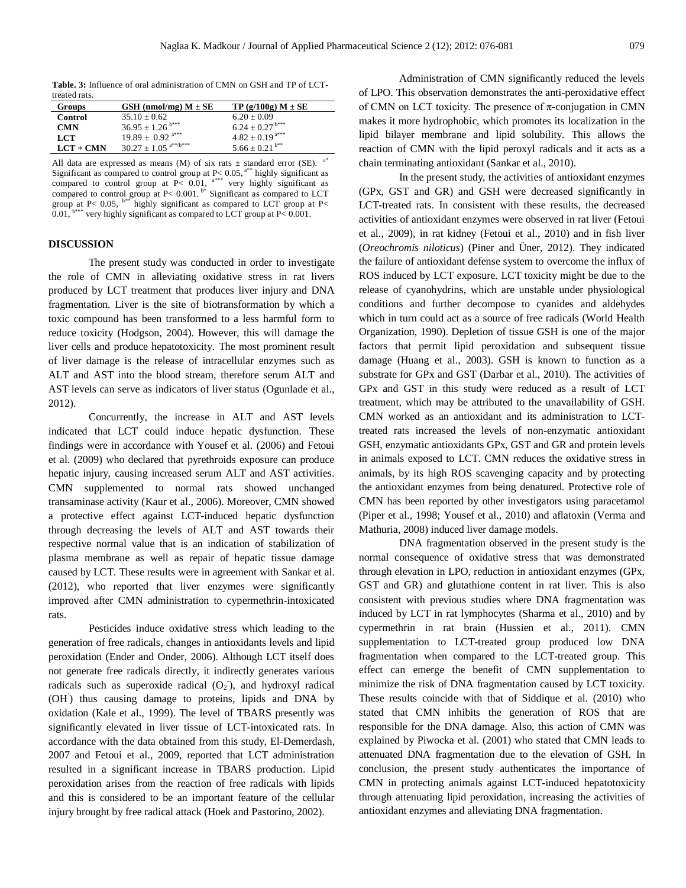**Table. 3:** Influence of oral administration of CMN on GSH and TP of LCT-treated rats.

| Groups | GSH (nmol/mg) M ± SE | TP (g/100g) M ± SE |
|---|---|---|
| **Control** | 35.10 ± 0.62 | 6.20 ± 0.09 |
| **CMN** | 36.95 ± 1.26 [b***] | 6.24 ± 0.27 [b***] |
| **LCT** | 19.89 ± 0.92 [a***] | 4.82 ± 0.19 [a***] |
| **LCT + CMN** | 30.27 ± 1.05 [a**/b***] | 5.66 ± 0.21 [b**] |

All data are expressed as means (M) of six rats ± standard error (SE). [a*] Significant as compared to control group at P< 0.05, [a**] highly significant as compared to control group at P< 0.01, [a***] very highly significant as compared to control group at P< 0.001. [b*] Significant as compared to LCT group at P< 0.05, [b**] highly significant as compared to LCT group at P< 0.01, [b***] very highly significant as compared to LCT group at P< 0.001.

## DISCUSSION

The present study was conducted in order to investigate the role of CMN in alleviating oxidative stress in rat livers produced by LCT treatment that produces liver injury and DNA fragmentation. Liver is the site of biotransformation by which a toxic compound has been transformed to a less harmful form to reduce toxicity (Hodgson, 2004). However, this will damage the liver cells and produce hepatotoxicity. The most prominent result of liver damage is the release of intracellular enzymes such as ALT and AST into the blood stream, therefore serum ALT and AST levels can serve as indicators of liver status (Ogunlade et al., 2012).

Concurrently, the increase in ALT and AST levels indicated that LCT could induce hepatic dysfunction. These findings were in accordance with Yousef et al. (2006) and Fetoui et al. (2009) who declared that pyrethroids exposure can produce hepatic injury, causing increased serum ALT and AST activities. CMN supplemented to normal rats showed unchanged transaminase activity (Kaur et al., 2006). Moreover, CMN showed a protective effect against LCT-induced hepatic dysfunction through decreasing the levels of ALT and AST towards their respective normal value that is an indication of stabilization of plasma membrane as well as repair of hepatic tissue damage caused by LCT. These results were in agreement with Sankar et al. (2012), who reported that liver enzymes were significantly improved after CMN administration to cypermethrin-intoxicated rats.

Pesticides induce oxidative stress which leading to the generation of free radicals, changes in antioxidants levels and lipid peroxidation (Ender and Onder, 2006). Although LCT itself does not generate free radicals directly, it indirectly generates various radicals such as superoxide radical ($O_2^-$), and hydroxyl radical ($OH^\cdot$) thus causing damage to proteins, lipids and DNA by oxidation (Kale et al., 1999). The level of TBARS presently was significantly elevated in liver tissue of LCT-intoxicated rats. In accordance with the data obtained from this study, El-Demerdash, 2007 and Fetoui et al., 2009, reported that LCT administration resulted in a significant increase in TBARS production. Lipid peroxidation arises from the reaction of free radicals with lipids and this is considered to be an important feature of the cellular injury brought by free radical attack (Hoek and Pastorino, 2002).

Administration of CMN significantly reduced the levels of LPO. This observation demonstrates the anti-peroxidative effect of CMN on LCT toxicity. The presence of π-conjugation in CMN makes it more hydrophobic, which promotes its localization in the lipid bilayer membrane and lipid solubility. This allows the reaction of CMN with the lipid peroxyl radicals and it acts as a chain terminating antioxidant (Sankar et al., 2010).

In the present study, the activities of antioxidant enzymes (GPx, GST and GR) and GSH were decreased significantly in LCT-treated rats. In consistent with these results, the decreased activities of antioxidant enzymes were observed in rat liver (Fetoui et al., 2009), in rat kidney (Fetoui et al., 2010) and in fish liver (*Oreochromis niloticus*) (Piner and Üner, 2012). They indicated the failure of antioxidant defense system to overcome the influx of ROS induced by LCT exposure. LCT toxicity might be due to the release of cyanohydrins, which are unstable under physiological conditions and further decompose to cyanides and aldehydes which in turn could act as a source of free radicals (World Health Organization, 1990). Depletion of tissue GSH is one of the major factors that permit lipid peroxidation and subsequent tissue damage (Huang et al., 2003). GSH is known to function as a substrate for GPx and GST (Darbar et al., 2010). The activities of GPx and GST in this study were reduced as a result of LCT treatment, which may be attributed to the unavailability of GSH. CMN worked as an antioxidant and its administration to LCT-treated rats increased the levels of non-enzymatic antioxidant GSH, enzymatic antioxidants GPx, GST and GR and protein levels in animals exposed to LCT. CMN reduces the oxidative stress in animals, by its high ROS scavenging capacity and by protecting the antioxidant enzymes from being denatured. Protective role of CMN has been reported by other investigators using paracetamol (Piper et al., 1998; Yousef et al., 2010) and aflatoxin (Verma and Mathuria, 2008) induced liver damage models.

DNA fragmentation observed in the present study is the normal consequence of oxidative stress that was demonstrated through elevation in LPO, reduction in antioxidant enzymes (GPx, GST and GR) and glutathione content in rat liver. This is also consistent with previous studies where DNA fragmentation was induced by LCT in rat lymphocytes (Sharma et al., 2010) and by cypermethrin in rat brain (Hussien et al., 2011). CMN supplementation to LCT-treated group produced low DNA fragmentation when compared to the LCT-treated group. This effect can emerge the benefit of CMN supplementation to minimize the risk of DNA fragmentation caused by LCT toxicity. These results coincide with that of Siddique et al. (2010) who stated that CMN inhibits the generation of ROS that are responsible for the DNA damage. Also, this action of CMN was explained by Piwocka et al. (2001) who stated that CMN leads to attenuated DNA fragmentation due to the elevation of GSH. In conclusion, the present study authenticates the importance of CMN in protecting animals against LCT-induced hepatotoxicity through attenuating lipid peroxidation, increasing the activities of antioxidant enzymes and alleviating DNA fragmentation.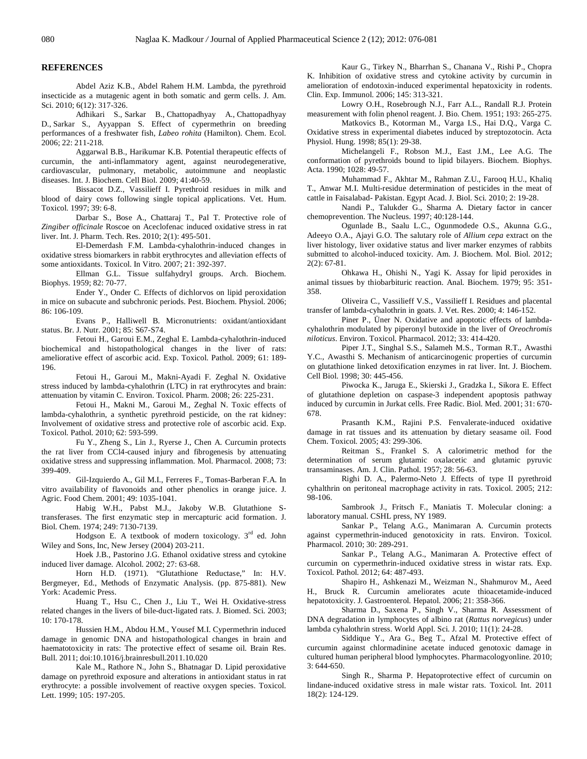## REFERENCES

Abdel Aziz K.B., Abdel Rahem H.M. Lambda, the pyrethroid insecticide as a mutagenic agent in both somatic and germ cells. J. Am. Sci. 2010; 6(12): 317-326.

Adhikari S., Sarkar B., Chattopadhyay A., Chattopadhyay D., Sarkar S., Ayyappan S. Effect of cypermethrin on breeding performances of a freshwater fish, *Labeo rohita* (Hamilton). Chem. Ecol. 2006; 22: 211-218.

Aggarwal B.B., Harikumar K.B. Potential therapeutic effects of curcumin, the anti-inflammatory agent, against neurodegenerative, cardiovascular, pulmonary, metabolic, autoimmune and neoplastic diseases. Int. J. Biochem. Cell Biol. 2009; 41:40-59.

Bissacot D.Z., Vassilieff I. Pyrethroid residues in milk and blood of dairy cows following single topical applications. Vet. Hum. Toxicol. 1997; 39: 6-8.

Darbar S., Bose A., Chattaraj T., Pal T. Protective role of *Zingiber officinale* Roscoe on Aceclofenac induced oxidative stress in rat liver. Int. J. Pharm. Tech. Res. 2010; 2(1): 495-501.

El-Demerdash F.M. Lambda-cyhalothrin-induced changes in oxidative stress biomarkers in rabbit erythrocytes and alleviation effects of some antioxidants. Toxicol. In Vitro. 2007; 21: 392-397.

Ellman G.L. Tissue sulfahydryl groups. Arch. Biochem. Biophys. 1959; 82: 70-77.

Ender Y., Onder C. Effects of dichlorvos on lipid peroxidation in mice on subacute and subchronic periods. Pest. Biochem. Physiol. 2006; 86: 106-109.

Evans P., Halliwell B. Micronutrients: oxidant/antioxidant status. Br. J. Nutr. 2001; 85: S67-S74.

Fetoui H., Garoui E.M., Zeghal E. Lambda-cyhalothrin-induced biochemical and histopathological changes in the liver of rats: ameliorative effect of ascorbic acid. Exp. Toxicol. Pathol. 2009; 61: 189-196.

Fetoui H., Garoui M., Makni-Ayadi F. Zeghal N. Oxidative stress induced by lambda-cyhalothrin (LTC) in rat erythrocytes and brain: attenuation by vitamin C. Environ. Toxicol. Pharm. 2008; 26: 225-231.

Fetoui H., Makni M., Garoui M., Zeghal N. Toxic effects of lambda-cyhalothrin, a synthetic pyrethroid pesticide, on the rat kidney: Involvement of oxidative stress and protective role of ascorbic acid. Exp. Toxicol. Pathol. 2010; 62: 593-599.

Fu Y., Zheng S., Lin J., Ryerse J., Chen A. Curcumin protects the rat liver from CCl4-caused injury and fibrogenesis by attenuating oxidative stress and suppressing inflammation. Mol. Pharmacol. 2008; 73: 399-409.

Gil-Izquierdo A., Gil M.I., Ferreres F., Tomas-Barberan F.A. In vitro availability of flavonoids and other phenolics in orange juice. J. Agric. Food Chem. 2001; 49: 1035-1041.

Habig W.H., Pabst M.J., Jakoby W.B. Glutathione S-transferases. The first enzymatic step in mercapturic acid formation. J. Biol. Chem. 1974; 249: 7130-7139.

Hodgson E. A textbook of modern toxicology. 3rd ed. John Wiley and Sons, Inc, New Jersey (2004) 203-211.

Hoek J.B., Pastorino J.G. Ethanol oxidative stress and cytokine induced liver damage. Alcohol. 2002; 27: 63-68.

Horn H.D. (1971). "Glutathione Reductase," In: H.V. Bergmeyer, Ed., Methods of Enzymatic Analysis. (pp. 875-881). New York: Academic Press.

Huang T., Hsu C., Chen J., Liu T., Wei H. Oxidative-stress related changes in the livers of bile-duct-ligated rats. J. Biomed. Sci. 2003; 10: 170-178.

Hussien H.M., Abdou H.M., Yousef M.I. Cypermethrin induced damage in genomic DNA and histopathological changes in brain and haematotoxicity in rats: The protective effect of sesame oil. Brain Res. Bull. 2011; doi:10.1016/j.brainresbull.2011.10.020

Kale M., Rathore N., John S., Bhatnagar D. Lipid peroxidative damage on pyrethroid exposure and alterations in antioxidant status in rat erythrocyte: a possible involvement of reactive oxygen species. Toxicol. Lett. 1999; 105: 197-205.

Kaur G., Tirkey N., Bharrhan S., Chanana V., Rishi P., Chopra K. Inhibition of oxidative stress and cytokine activity by curcumin in amelioration of endotoxin-induced experimental hepatoxicity in rodents. Clin. Exp. Immunol. 2006; 145: 313-321.

Lowry O.H., Rosebrough N.J., Farr A.L., Randall R.J. Protein measurement with folin phenol reagent. J. Bio. Chem. 1951; 193: 265-275.

Matkovics B., Kotorman M., Varga I.S., Hai D.Q., Varga C. Oxidative stress in experimental diabetes induced by streptozotocin. Acta Physiol. Hung. 1998; 85(1): 29-38.

Michelangeli F., Robson M.J., East J.M., Lee A.G. The conformation of pyrethroids bound to lipid bilayers. Biochem. Biophys. Acta. 1990; 1028: 49-57.

Muhammad F., Akhtar M., Rahman Z.U., Farooq H.U., Khaliq T., Anwar M.I. Multi-residue determination of pesticides in the meat of cattle in Faisalabad- Pakistan. Egypt Acad. J. Biol. Sci. 2010; 2: 19-28.

Nandi P., Talukder G., Sharma A. Dietary factor in cancer chemoprevention. The Nucleus. 1997; 40:128-144.

Ogunlade B., Saalu L.C., Ogunmodede O.S., Akunna G.G., Adeeyo O.A., Ajayi G.O. The salutary role of *Allium cepa* extract on the liver histology, liver oxidative status and liver marker enzymes of rabbits submitted to alcohol-induced toxicity. Am. J. Biochem. Mol. Biol. 2012; 2(2): 67-81.

Ohkawa H., Ohishi N., Yagi K. Assay for lipid peroxides in animal tissues by thiobarbituric reaction. Anal. Biochem. 1979; 95: 351-358.

Oliveira C., Vassilieff V.S., Vassilieff I. Residues and placental transfer of lambda-cyhalothrin in goats. J. Vet. Res. 2000; 4: 146-152.

Piner P., Üner N. Oxidative and apoptotic effects of lambda-cyhalothrin modulated by piperonyl butoxide in the liver of *Oreochromis niloticus*. Environ. Toxicol. Pharmacol. 2012; 33: 414-420.

Piper J.T., Singhal S.S., Salameh M.S., Torman R.T., Awasthi Y.C., Awasthi S. Mechanism of anticarcinogenic properties of curcumin on glutathione linked detoxification enzymes in rat liver. Int. J. Biochem. Cell Biol. 1998; 30: 445-456.

Piwocka K., Jaruga E., Skierski J., Gradzka I., Sikora E. Effect of glutathione depletion on caspase-3 independent apoptosis pathway induced by curcumin in Jurkat cells. Free Radic. Biol. Med. 2001; 31: 670-678.

Prasanth K.M., Rajini P.S. Fenvalerate-induced oxidative damage in rat tissues and its attenuation by dietary seasame oil. Food Chem. Toxicol. 2005; 43: 299-306.

Reitman S., Frankel S. A calorimetric method for the determination of serum glutamic oxalacetic and glutamic pyruvic transaminases. Am. J. Clin. Pathol. 1957; 28: 56-63.

Righi D. A., Palermo-Neto J. Effects of type II pyrethroid cyhalthrin on peritoneal macrophage activity in rats. Toxicol. 2005; 212: 98-106.

Sambrook J., Fritsch F., Maniatis T. Molecular cloning: a laboratory manual. CSHL press, NY 1989.

Sankar P., Telang A.G., Manimaran A. Curcumin protects against cypermethrin-induced genotoxicity in rats. Environ. Toxicol. Pharmacol. 2010; 30: 289-291.

Sankar P., Telang A.G., Manimaran A. Protective effect of curcumin on cypermethrin-induced oxidative stress in wistar rats. Exp. Toxicol. Pathol. 2012; 64: 487-493.

Shapiro H., Ashkenazi M., Weizman N., Shahmurov M., Aeed H., Bruck R. Curcumin ameliorates acute thioacetamide-induced hepatotoxicity. J. Gastroenterol. Hepatol. 2006; 21: 358-366.

Sharma D., Saxena P., Singh V., Sharma R. Assessment of DNA degradation in lymphocytes of albino rat (*Rattus norvegicus*) under lambda cyhalothrin stress. World Appl. Sci. J. 2010; 11(1): 24-28.

Siddique Y., Ara G., Beg T., Afzal M. Protective effect of curcumin against chlormadinine acetate induced genotoxic damage in cultured human peripheral blood lymphocytes. Pharmacologyonline. 2010; 3: 644-650.

Singh R., Sharma P. Hepatoprotective effect of curcumin on lindane-induced oxidative stress in male wistar rats. Toxicol. Int. 2011 18(2): 124-129.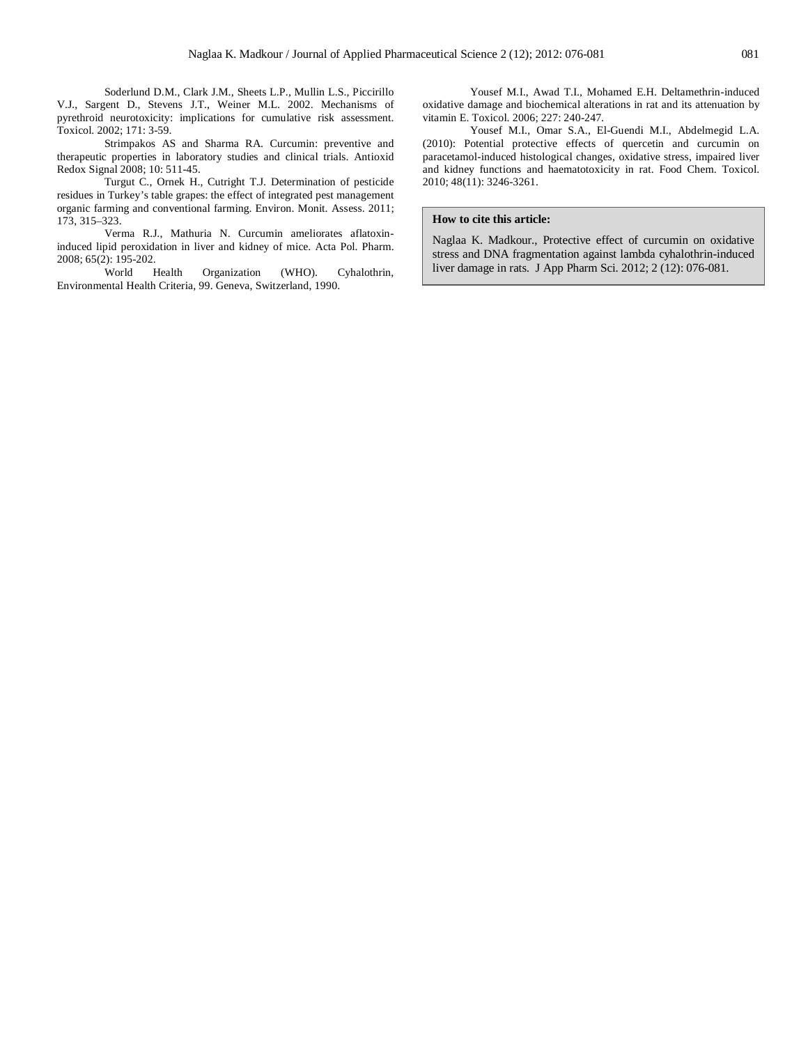Soderlund D.M., Clark J.M., Sheets L.P., Mullin L.S., Piccirillo V.J., Sargent D., Stevens J.T., Weiner M.L. 2002. Mechanisms of pyrethroid neurotoxicity: implications for cumulative risk assessment. Toxicol. 2002; 171: 3-59.

Strimpakos AS and Sharma RA. Curcumin: preventive and therapeutic properties in laboratory studies and clinical trials. Antioxid Redox Signal 2008; 10: 511-45.

Turgut C., Ornek H., Cutright T.J. Determination of pesticide residues in Turkey's table grapes: the effect of integrated pest management organic farming and conventional farming. Environ. Monit. Assess. 2011; 173, 315–323.

Verma R.J., Mathuria N. Curcumin ameliorates aflatoxin-induced lipid peroxidation in liver and kidney of mice. Acta Pol. Pharm. 2008; 65(2): 195-202.

World Health Organization (WHO). Cyhalothrin, Environmental Health Criteria, 99. Geneva, Switzerland, 1990.

Yousef M.I., Awad T.I., Mohamed E.H. Deltamethrin-induced oxidative damage and biochemical alterations in rat and its attenuation by vitamin E. Toxicol. 2006; 227: 240-247.

Yousef M.I., Omar S.A., El-Guendi M.I., Abdelmegid L.A. (2010): Potential protective effects of quercetin and curcumin on paracetamol-induced histological changes, oxidative stress, impaired liver and kidney functions and haematotoxicity in rat. Food Chem. Toxicol. 2010; 48(11): 3246-3261.

**How to cite this article:**

Naglaa K. Madkour., Protective effect of curcumin on oxidative stress and DNA fragmentation against lambda cyhalothrin-induced liver damage in rats. J App Pharm Sci. 2012; 2 (12): 076-081.